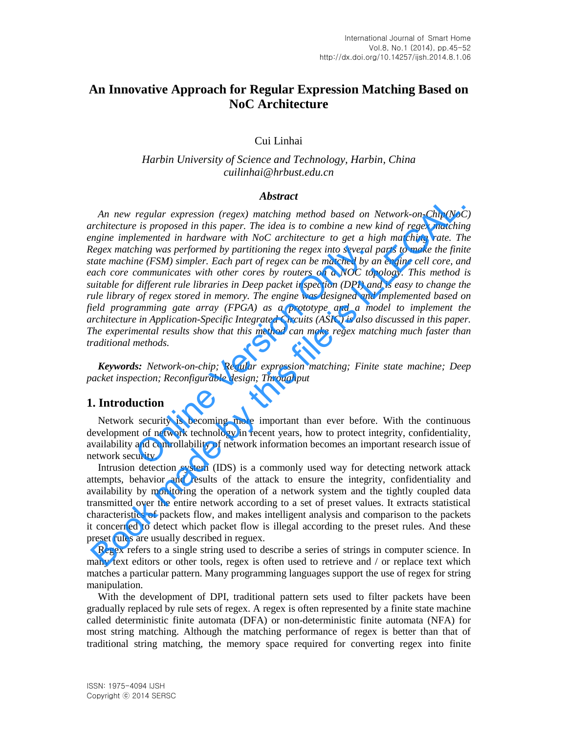# An Innovative Approach for Regular Expression Matching Based on NoC Architecture

Cui Linhai

*Harbin University of Science and Technology, Harbin, China*
*cuilinhai@hrbust.edu.cn*

## *Abstract*

*An new regular expression (regex) matching method based on Network-on-Chip(NoC) architecture is proposed in this paper. The idea is to combine a new kind of regex matching engine implemented in hardware with NoC architecture to get a high matching rate. The Regex matching was performed by partitioning the regex into several parts to make the finite state machine (FSM) simpler. Each part of regex can be matched by an engine cell core, and each core communicates with other cores by routers on a NOC topology. This method is suitable for different rule libraries in Deep packet inspection (DPI) and is easy to change the rule library of regex stored in memory. The engine was designed and implemented based on field programming gate array (FPGA) as a prototype and a model to implement the architecture in Application-Specific Integrated Circuits (ASIC) is also discussed in this paper. The experimental results show that this method can make regex matching much faster than traditional methods.*

***Keywords:** Network-on-chip; Regular expression matching; Finite state machine; Deep packet inspection; Reconfigurable design; Throughput*

## 1. Introduction

Network security is becoming more important than ever before. With the continuous development of network technology in recent years, how to protect integrity, confidentiality, availability and controllability of network information becomes an important research issue of network security.

Intrusion detection system (IDS) is a commonly used way for detecting network attack attempts, behavior and results of the attack to ensure the integrity, confidentiality and availability by monitoring the operation of a network system and the tightly coupled data transmitted over the entire network according to a set of preset values. It extracts statistical characteristics of packets flow, and makes intelligent analysis and comparison to the packets it concerned to detect which packet flow is illegal according to the preset rules. And these preset rules are usually described in reguex.

Regex refers to a single string used to describe a series of strings in computer science. In many text editors or other tools, regex is often used to retrieve and / or replace text which matches a particular pattern. Many programming languages support the use of regex for string manipulation.

With the development of DPI, traditional pattern sets used to filter packets have been gradually replaced by rule sets of regex. A regex is often represented by a finite state machine called deterministic finite automata (DFA) or non-deterministic finite automata (NFA) for most string matching. Although the matching performance of regex is better than that of traditional string matching, the memory space required for converting regex into finite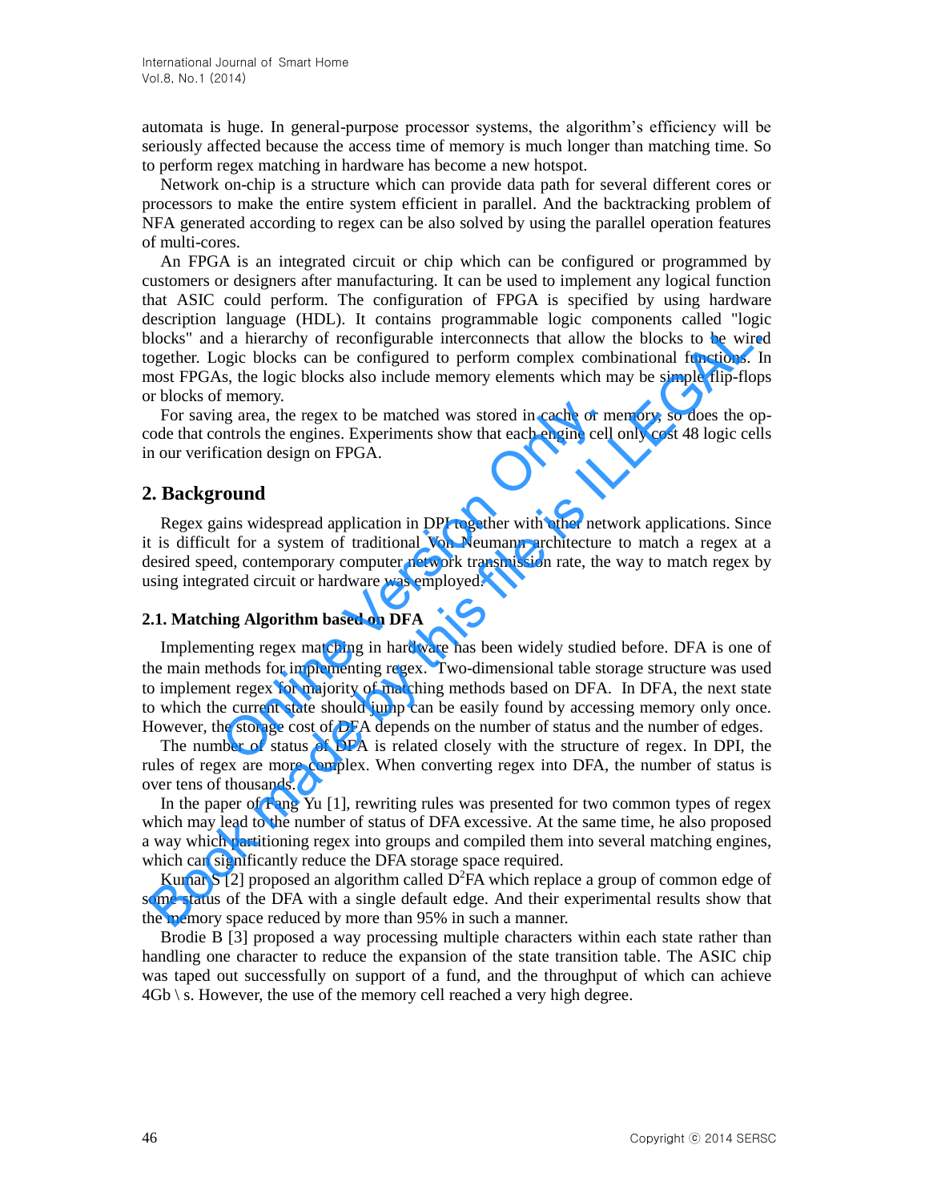automata is huge. In general-purpose processor systems, the algorithm's efficiency will be seriously affected because the access time of memory is much longer than matching time. So to perform regex matching in hardware has become a new hotspot.

Network on-chip is a structure which can provide data path for several different cores or processors to make the entire system efficient in parallel. And the backtracking problem of NFA generated according to regex can be also solved by using the parallel operation features of multi-cores.

An FPGA is an integrated circuit or chip which can be configured or programmed by customers or designers after manufacturing. It can be used to implement any logical function that ASIC could perform. The configuration of FPGA is specified by using hardware description language (HDL). It contains programmable logic components called "logic blocks" and a hierarchy of reconfigurable interconnects that allow the blocks to be wired together. Logic blocks can be configured to perform complex combinational functions. In most FPGAs, the logic blocks also include memory elements which may be simple flip-flops or blocks of memory.

For saving area, the regex to be matched was stored in cache or memory, so does the op-code that controls the engines. Experiments show that each engine cell only cost 48 logic cells in our verification design on FPGA.

## 2. Background

Regex gains widespread application in DPI together with other network applications. Since it is difficult for a system of traditional Von Neumann architecture to match a regex at a desired speed, contemporary computer network transmission rate, the way to match regex by using integrated circuit or hardware was employed.

### 2.1. Matching Algorithm based on DFA

Implementing regex matching in hardware has been widely studied before. DFA is one of the main methods for implementing regex. Two-dimensional table storage structure was used to implement regex for majority of matching methods based on DFA. In DFA, the next state to which the current state should jump can be easily found by accessing memory only once. However, the storage cost of DFA depends on the number of status and the number of edges.

The number of status of DFA is related closely with the structure of regex. In DPI, the rules of regex are more complex. When converting regex into DFA, the number of status is over tens of thousands.

In the paper of Fang Yu [1], rewriting rules was presented for two common types of regex which may lead to the number of status of DFA excessive. At the same time, he also proposed a way which partitioning regex into groups and compiled them into several matching engines, which can significantly reduce the DFA storage space required.

Kumar S [2] proposed an algorithm called $D^2FA$ which replace a group of common edge of some status of the DFA with a single default edge. And their experimental results show that the memory space reduced by more than 95% in such a manner.

Brodie B [3] proposed a way processing multiple characters within each state rather than handling one character to reduce the expansion of the state transition table. The ASIC chip was taped out successfully on support of a fund, and the throughput of which can achieve 4Gb \ s. However, the use of the memory cell reached a very high degree.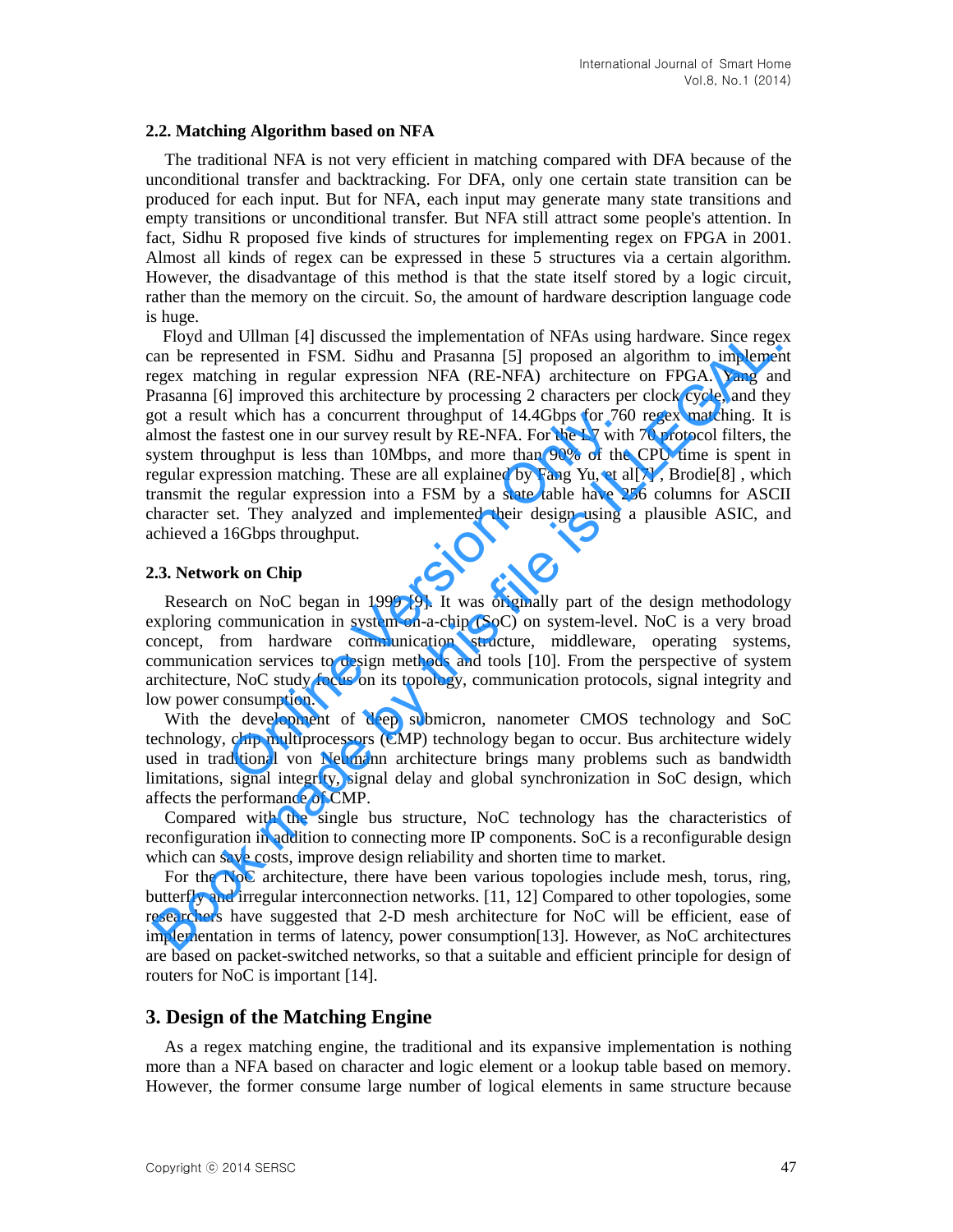### 2.2. Matching Algorithm based on NFA

The traditional NFA is not very efficient in matching compared with DFA because of the unconditional transfer and backtracking. For DFA, only one certain state transition can be produced for each input. But for NFA, each input may generate many state transitions and empty transitions or unconditional transfer. But NFA still attract some people's attention. In fact, Sidhu R proposed five kinds of structures for implementing regex on FPGA in 2001. Almost all kinds of regex can be expressed in these 5 structures via a certain algorithm. However, the disadvantage of this method is that the state itself stored by a logic circuit, rather than the memory on the circuit. So, the amount of hardware description language code is huge.

Floyd and Ullman [4] discussed the implementation of NFAs using hardware. Since regex can be represented in FSM. Sidhu and Prasanna [5] proposed an algorithm to implement regex matching in regular expression NFA (RE-NFA) architecture on FPGA. Yang and Prasanna [6] improved this architecture by processing 2 characters per clock cycle, and they got a result which has a concurrent throughput of 14.4Gbps for 760 regex matching. It is almost the fastest one in our survey result by RE-NFA. For the L7 with 70 protocol filters, the system throughput is less than 10Mbps, and more than 90% of the CPU time is spent in regular expression matching. These are all explained by Fang Yu, et al[7] , Brodie[8] , which transmit the regular expression into a FSM by a state table have 256 columns for ASCII character set. They analyzed and implemented their design using a plausible ASIC, and achieved a 16Gbps throughput.

### 2.3. Network on Chip

Research on NoC began in 1999 [9]. It was originally part of the design methodology exploring communication in system-on-a-chip (SoC) on system-level. NoC is a very broad concept, from hardware communication structure, middleware, operating systems, communication services to design methods and tools [10]. From the perspective of system architecture, NoC study focus on its topology, communication protocols, signal integrity and low power consumption.

With the development of deep submicron, nanometer CMOS technology and SoC technology, chip multiprocessors (CMP) technology began to occur. Bus architecture widely used in traditional von Neumann architecture brings many problems such as bandwidth limitations, signal integrity, signal delay and global synchronization in SoC design, which affects the performance of CMP.

Compared with the single bus structure, NoC technology has the characteristics of reconfiguration in addition to connecting more IP components. SoC is a reconfigurable design which can save costs, improve design reliability and shorten time to market.

For the NoC architecture, there have been various topologies include mesh, torus, ring, butterfly and irregular interconnection networks. [11, 12] Compared to other topologies, some researchers have suggested that 2-D mesh architecture for NoC will be efficient, ease of implementation in terms of latency, power consumption[13]. However, as NoC architectures are based on packet-switched networks, so that a suitable and efficient principle for design of routers for NoC is important [14].

## 3. Design of the Matching Engine

As a regex matching engine, the traditional and its expansive implementation is nothing more than a NFA based on character and logic element or a lookup table based on memory. However, the former consume large number of logical elements in same structure because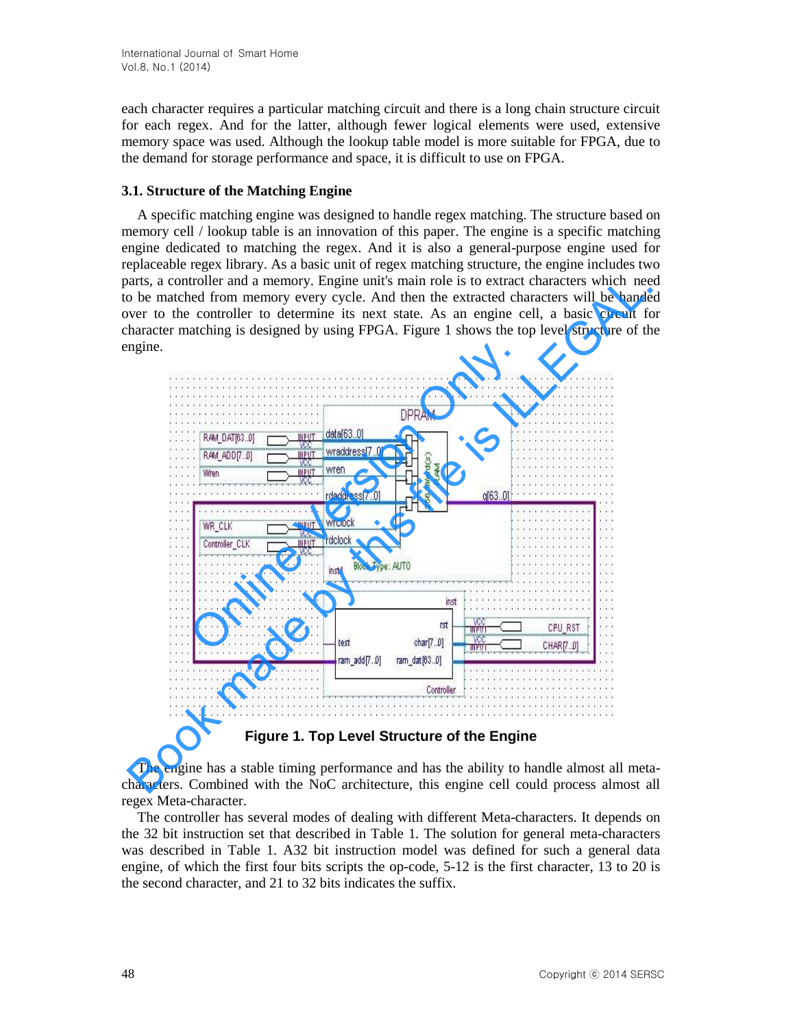each character requires a particular matching circuit and there is a long chain structure circuit for each regex. And for the latter, although fewer logical elements were used, extensive memory space was used. Although the lookup table model is more suitable for FPGA, due to the demand for storage performance and space, it is difficult to use on FPGA.

### 3.1. Structure of the Matching Engine

A specific matching engine was designed to handle regex matching. The structure based on memory cell / lookup table is an innovation of this paper. The engine is a specific matching engine dedicated to matching the regex. And it is also a general-purpose engine used for replaceable regex library. As a basic unit of regex matching structure, the engine includes two parts, a controller and a memory. Engine unit's main role is to extract characters which need to be matched from memory every cycle. And then the extracted characters will be handed over to the controller to determine its next state. As an engine cell, a basic circuit for character matching is designed by using FPGA. Figure 1 shows the top level structure of the engine.

**Figure 1. Top Level Structure of the Engine**

The engine has a stable timing performance and has the ability to handle almost all meta-characters. Combined with the NoC architecture, this engine cell could process almost all regex Meta-character.

The controller has several modes of dealing with different Meta-characters. It depends on the 32 bit instruction set that described in Table 1. The solution for general meta-characters was described in Table 1. A32 bit instruction model was defined for such a general data engine, of which the first four bits scripts the op-code, 5-12 is the first character, 13 to 20 is the second character, and 21 to 32 bits indicates the suffix.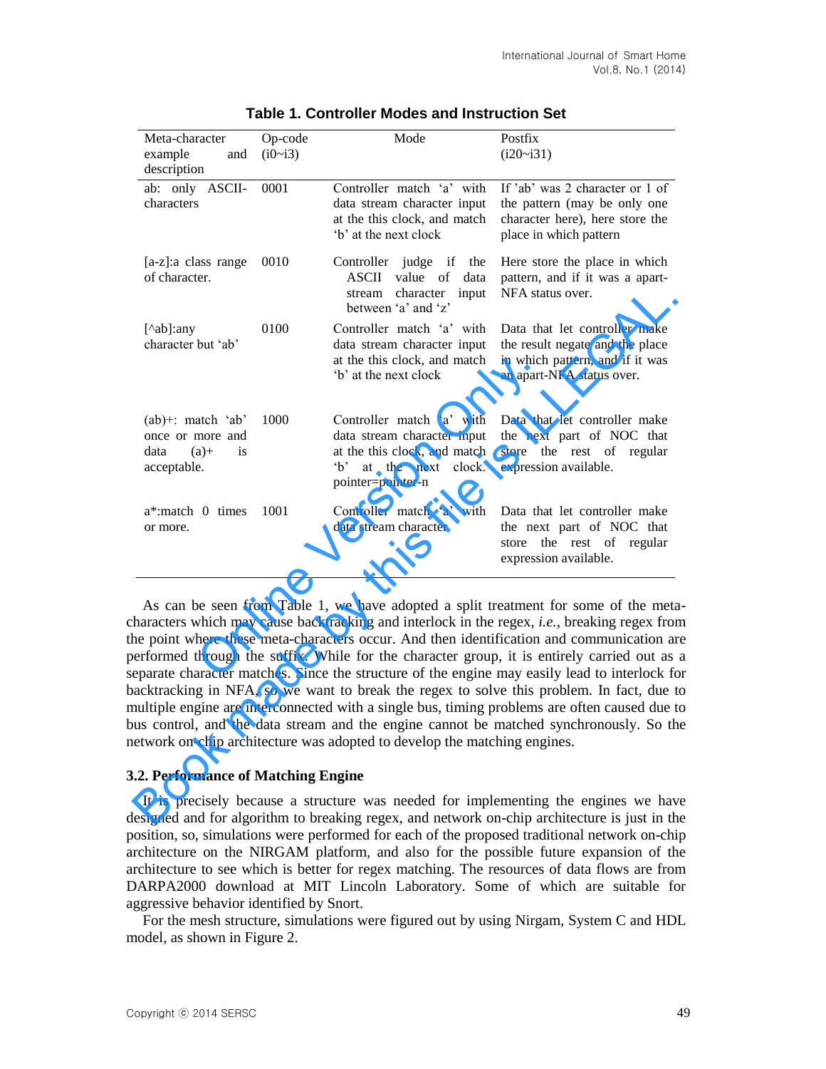**Table 1. Controller Modes and Instruction Set**

| Meta-character example and description | Op-code (i0~i3) | Mode | Postfix (i20~i31) |
|---|---|---|---|
| ab: only ASCII-characters | 0001 | Controller match 'a' with data stream character input at the this clock, and match 'b' at the next clock | If 'ab' was 2 character or 1 of the pattern (may be only one character here), here store the place in which pattern |
| [a-z]:a class range of character. | 0010 | Controller judge if the ASCII value of data stream character input between 'a' and 'z' | Here store the place in which pattern, and if it was a apart-NFA status over. |
| [^ab]:any character but 'ab' | 0100 | Controller match 'a' with data stream character input at the this clock, and match 'b' at the next clock | Data that let controller make the result negate and the place in which pattern, and if it was an apart-NFA status over. |
| (ab)+: match 'ab' once or more and data (a)+ is acceptable. | 1000 | Controller match 'a' with data stream character input at the this clock, and match 'b' at the next clock. pointer=pointer-n | Data that let controller make the next part of NOC that store the rest of regular expression available. |
| a*:match 0 times or more. | 1001 | Controller match 'a' with data stream character. | Data that let controller make the next part of NOC that store the rest of regular expression available. |

As can be seen from Table 1, we have adopted a split treatment for some of the meta-characters which may cause backtracking and interlock in the regex, *i.e.*, breaking regex from the point where these meta-characters occur. And then identification and communication are performed through the suffix. While for the character group, it is entirely carried out as a separate character matches. Since the structure of the engine may easily lead to interlock for backtracking in NFA, so we want to break the regex to solve this problem. In fact, due to multiple engine are interconnected with a single bus, timing problems are often caused due to bus control, and the data stream and the engine cannot be matched synchronously. So the network on-chip architecture was adopted to develop the matching engines.

### 3.2. Performance of Matching Engine

It is precisely because a structure was needed for implementing the engines we have designed and for algorithm to breaking regex, and network on-chip architecture is just in the position, so, simulations were performed for each of the proposed traditional network on-chip architecture on the NIRGAM platform, and also for the possible future expansion of the architecture to see which is better for regex matching. The resources of data flows are from DARPA2000 download at MIT Lincoln Laboratory. Some of which are suitable for aggressive behavior identified by Snort.

For the mesh structure, simulations were figured out by using Nirgam, System C and HDL model, as shown in Figure 2.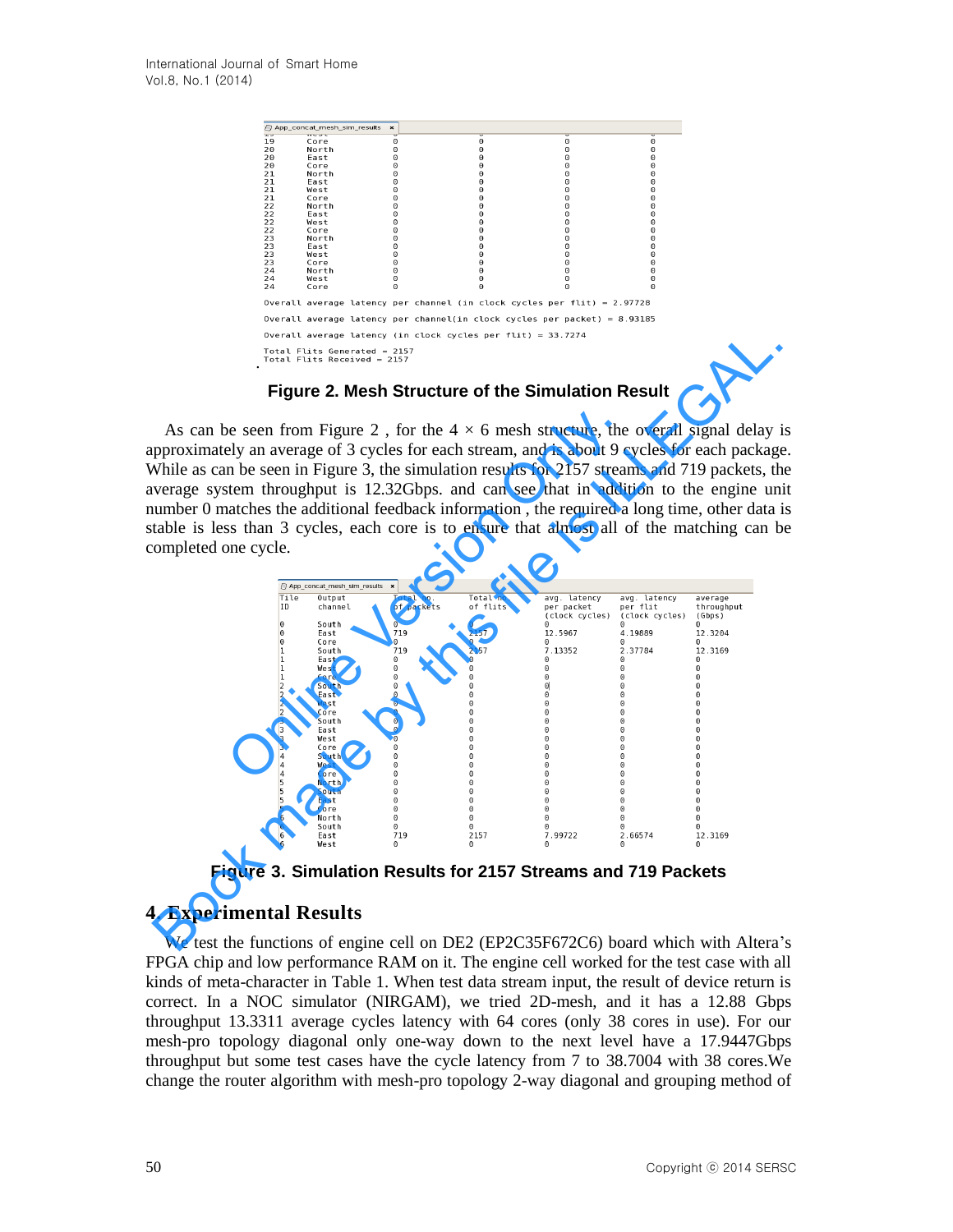```
19      Core     0     0     0     0
20      North    0     0     0     0
20      East     0     0     0     0
20      Core     0     0     0     0
21      North    0     0     0     0
21      East     0     0     0     0
21      West     0     0     0     0
21      Core     0     0     0     0
22      North    0     0     0     0
22      East     0     0     0     0
22      West     0     0     0     0
22      Core     0     0     0     0
23      North    0     0     0     0
23      East     0     0     0     0
23      West     0     0     0     0
23      Core     0     0     0     0
24      North    0     0     0     0
24      West     0     0     0     0
24      Core     0     0     0     0

Overall average latency per channel (in clock cycles per flit) = 2.97728

Overall average latency per channel(in clock cycles per packet) = 8.93185

Overall average latency (in clock cycles per flit) = 33.7274

Total Flits Generated = 2157
Total Flits Received = 2157
```

**Figure 2. Mesh Structure of the Simulation Result**

As can be seen from Figure 2 , for the 4 × 6 mesh structure, the overall signal delay is approximately an average of 3 cycles for each stream, and is about 9 cycles for each package. While as can be seen in Figure 3, the simulation results for 2157 streams and 719 packets, the average system throughput is 12.32Gbps. and can see that in addition to the engine unit number 0 matches the additional feedback information , the required a long time, other data is stable is less than 3 cycles, each core is to ensure that almost all of the matching can be completed one cycle.

| Tile ID | Output channel | Total no. of packets | Total no. of flits | avg. latency per packet (clock cycles) | avg. latency per flit (clock cycles) | average throughput (Gbps) |
|---|---|---|---|---|---|---|
| 0 | South | 0 | 0 | 0 | 0 | 0 |
| 0 | East | 719 | 2157 | 12.5967 | 4.19889 | 12.3204 |
| 0 | Core | 0 | 0 | 0 | 0 | 0 |
| 1 | South | 719 | 2157 | 7.13352 | 2.37784 | 12.3169 |
| 1 | East | 0 | 0 | 0 | 0 | 0 |
| 1 | West | 0 | 0 | 0 | 0 | 0 |
| 1 | Core | 0 | 0 | 0 | 0 | 0 |
| 2 | South | 0 | 0 | 0 | 0 | 0 |
| 2 | East | 0 | 0 | 0 | 0 | 0 |
| 2 | West | 0 | 0 | 0 | 0 | 0 |
| 2 | Core | 0 | 0 | 0 | 0 | 0 |
| 3 | South | 0 | 0 | 0 | 0 | 0 |
| 3 | East | 0 | 0 | 0 | 0 | 0 |
| 3 | West | 0 | 0 | 0 | 0 | 0 |
| 3 | Core | 0 | 0 | 0 | 0 | 0 |
| 4 | South | 0 | 0 | 0 | 0 | 0 |
| 4 | West | 0 | 0 | 0 | 0 | 0 |
| 4 | Core | 0 | 0 | 0 | 0 | 0 |
| 5 | North | 0 | 0 | 0 | 0 | 0 |
| 5 | South | 0 | 0 | 0 | 0 | 0 |
| 5 | East | 0 | 0 | 0 | 0 | 0 |
| 5 | Core | 0 | 0 | 0 | 0 | 0 |
| 6 | North | 0 | 0 | 0 | 0 | 0 |
| 6 | South | 0 | 0 | 0 | 0 | 0 |
| 6 | East | 719 | 2157 | 7.99722 | 2.66574 | 12.3169 |
| 6 | West | 0 | 0 | 0 | 0 | 0 |

**Figure 3. Simulation Results for 2157 Streams and 719 Packets**

## 4. Experimental Results

We test the functions of engine cell on DE2 (EP2C35F672C6) board which with Altera's FPGA chip and low performance RAM on it. The engine cell worked for the test case with all kinds of meta-character in Table 1. When test data stream input, the result of device return is correct. In a NOC simulator (NIRGAM), we tried 2D-mesh, and it has a 12.88 Gbps throughput 13.3311 average cycles latency with 64 cores (only 38 cores in use). For our mesh-pro topology diagonal only one-way down to the next level have a 17.9447Gbps throughput but some test cases have the cycle latency from 7 to 38.7004 with 38 cores.We change the router algorithm with mesh-pro topology 2-way diagonal and grouping method of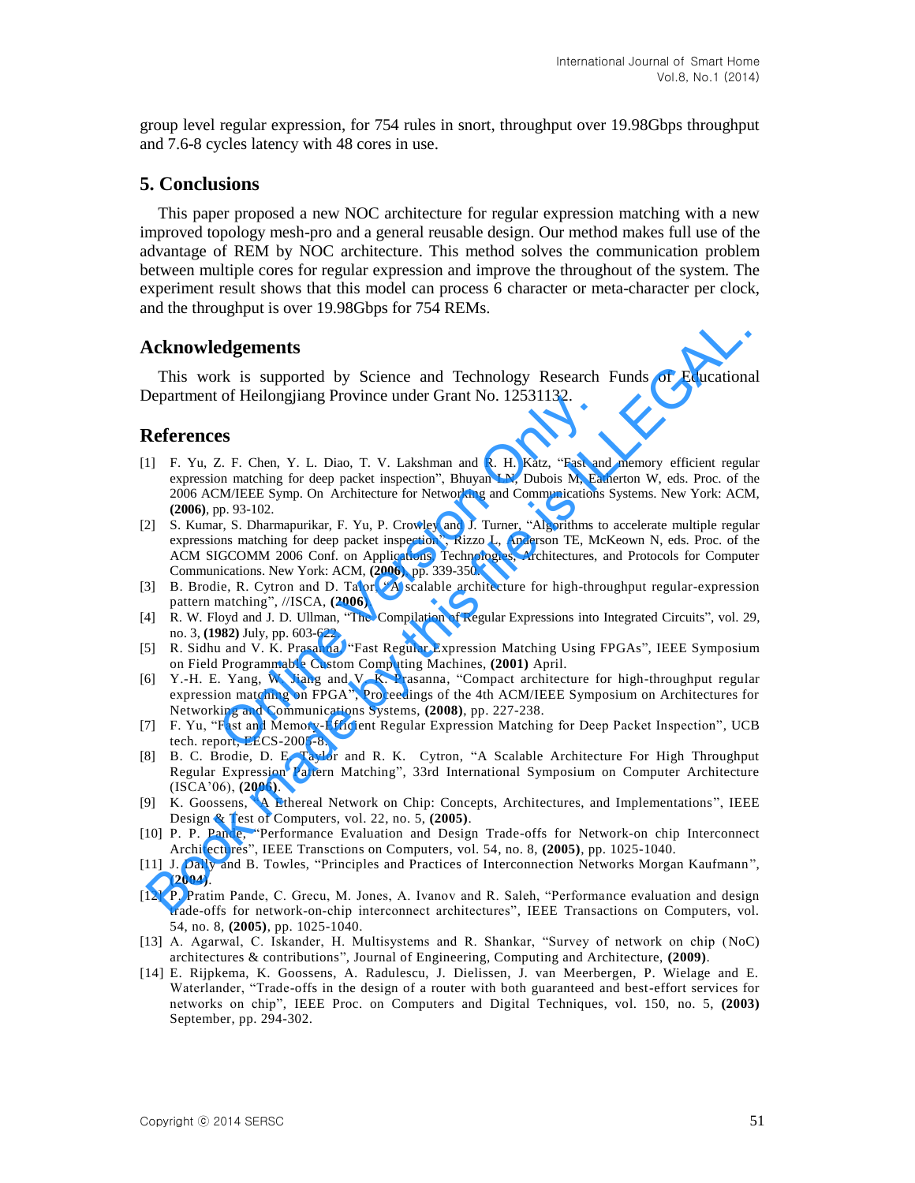group level regular expression, for 754 rules in snort, throughput over 19.98Gbps throughput and 7.6-8 cycles latency with 48 cores in use.

## 5. Conclusions

This paper proposed a new NOC architecture for regular expression matching with a new improved topology mesh-pro and a general reusable design. Our method makes full use of the advantage of REM by NOC architecture. This method solves the communication problem between multiple cores for regular expression and improve the throughout of the system. The experiment result shows that this model can process 6 character or meta-character per clock, and the throughput is over 19.98Gbps for 754 REMs.

## Acknowledgements

This work is supported by Science and Technology Research Funds of Educational Department of Heilongjiang Province under Grant No. 12531132.

## References

[1] F. Yu, Z. F. Chen, Y. L. Diao, T. V. Lakshman and R. H. Katz, "Fast and memory efficient regular expression matching for deep packet inspection", Bhuyan LN, Dubois M, Eatherton W, eds. Proc. of the 2006 ACM/IEEE Symp. On Architecture for Networking and Communications Systems. New York: ACM, **(2006)**, pp. 93-102.

[2] S. Kumar, S. Dharmapurikar, F. Yu, P. Crowley and J. Turner, "Algorithms to accelerate multiple regular expressions matching for deep packet inspection", Rizzo L, Anderson TE, McKeown N, eds. Proc. of the ACM SIGCOMM 2006 Conf. on Applications Technologies, Architectures, and Protocols for Computer Communications. New York: ACM, **(2006)**, pp. 339-350.

[3] B. Brodie, R. Cytron and D. Taylor, "A scalable architecture for high-throughput regular-expression pattern matching", //ISCA, **(2006)**.

[4] R. W. Floyd and J. D. Ullman, "The Compilation of Regular Expressions into Integrated Circuits", vol. 29, no. 3, **(1982)** July, pp. 603-622.

[5] R. Sidhu and V. K. Prasanna, "Fast Regular Expression Matching Using FPGAs", IEEE Symposium on Field Programmable Custom Computing Machines, **(2001)** April.

[6] Y.-H. E. Yang, W. Jiang and V. K. Prasanna, "Compact architecture for high-throughput regular expression matching on FPGA", Proceedings of the 4th ACM/IEEE Symposium on Architectures for Networking and Communications Systems, **(2008)**, pp. 227-238.

[7] F. Yu, "Fast and Memory-Efficient Regular Expression Matching for Deep Packet Inspection", UCB tech. report, EECS-2005-8.

[8] B. C. Brodie, D. E. Taylor and R. K. Cytron, "A Scalable Architecture For High Throughput Regular Expression Pattern Matching", 33rd International Symposium on Computer Architecture (ISCA'06), **(2006)**.

[9] K. Goossens, "A Ethereal Network on Chip: Concepts, Architectures, and Implementations", IEEE Design & Test of Computers, vol. 22, no. 5, **(2005)**.

[10] P. P. Pande, "Performance Evaluation and Design Trade-offs for Network-on chip Interconnect Architectures", IEEE Transctions on Computers, vol. 54, no. 8, **(2005)**, pp. 1025-1040.

[11] J. Dally and B. Towles, "Principles and Practices of Interconnection Networks Morgan Kaufmann", **(2004)**.

[12] P. Pratim Pande, C. Grecu, M. Jones, A. Ivanov and R. Saleh, "Performance evaluation and design trade-offs for network-on-chip interconnect architectures", IEEE Transactions on Computers, vol. 54, no. 8, **(2005)**, pp. 1025-1040.

[13] A. Agarwal, C. Iskander, H. Multisystems and R. Shankar, "Survey of network on chip (NoC) architectures & contributions", Journal of Engineering, Computing and Architecture, **(2009)**.

[14] E. Rijpkema, K. Goossens, A. Radulescu, J. Dielissen, J. van Meerbergen, P. Wielage and E. Waterlander, "Trade-offs in the design of a router with both guaranteed and best-effort services for networks on chip", IEEE Proc. on Computers and Digital Techniques, vol. 150, no. 5, **(2003)** September, pp. 294-302.